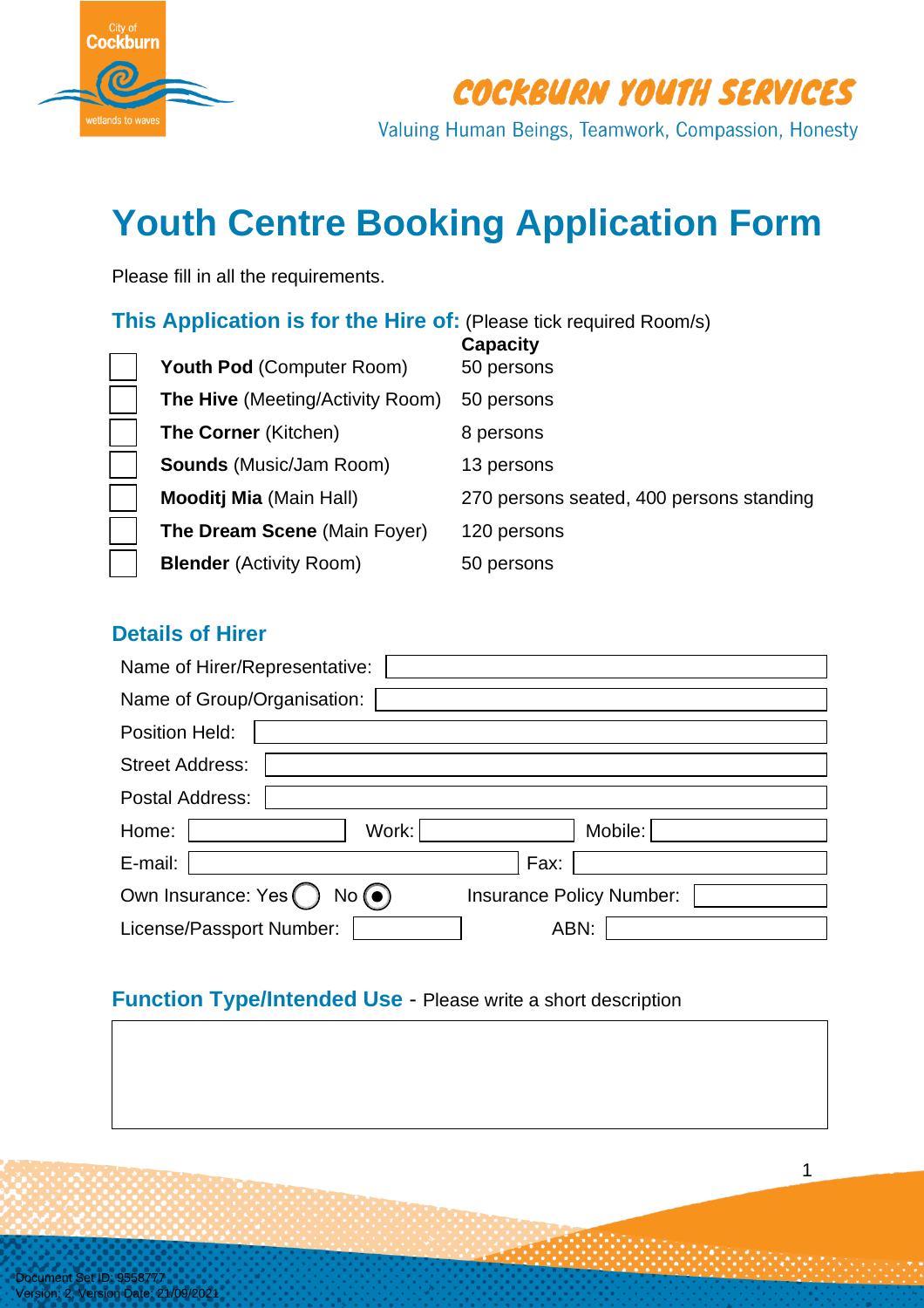COCKBURN YOUTH SERVICES

Valuing Human Beings, Teamwork, Compassion, Honesty

# Youth Centre Booking Application Form

Please fill in all the requirements.

## This Application is for the Hire of: (Please tick required Room/s)

| | Room | Capacity |
|---|---|---|
| ☐ | **Youth Pod** (Computer Room) | 50 persons |
| ☐ | **The Hive** (Meeting/Activity Room) | 50 persons |
| ☐ | **The Corner** (Kitchen) | 8 persons |
| ☐ | **Sounds** (Music/Jam Room) | 13 persons |
| ☐ | **Mooditj Mia** (Main Hall) | 270 persons seated, 400 persons standing |
| ☐ | **The Dream Scene** (Main Foyer) | 120 persons |
| ☐ | **Blender** (Activity Room) | 50 persons |

## Details of Hirer

Name of Hirer/Representative:

Name of Group/Organisation:

Position Held:

Street Address:

Postal Address:

Home: Work: Mobile:

E-mail: Fax:

Own Insurance: Yes ○ No ◉ Insurance Policy Number:

License/Passport Number: ABN:

## Function Type/Intended Use - Please write a short description

Document Set ID: 9558777
Version: 2, Version Date: 21/09/2021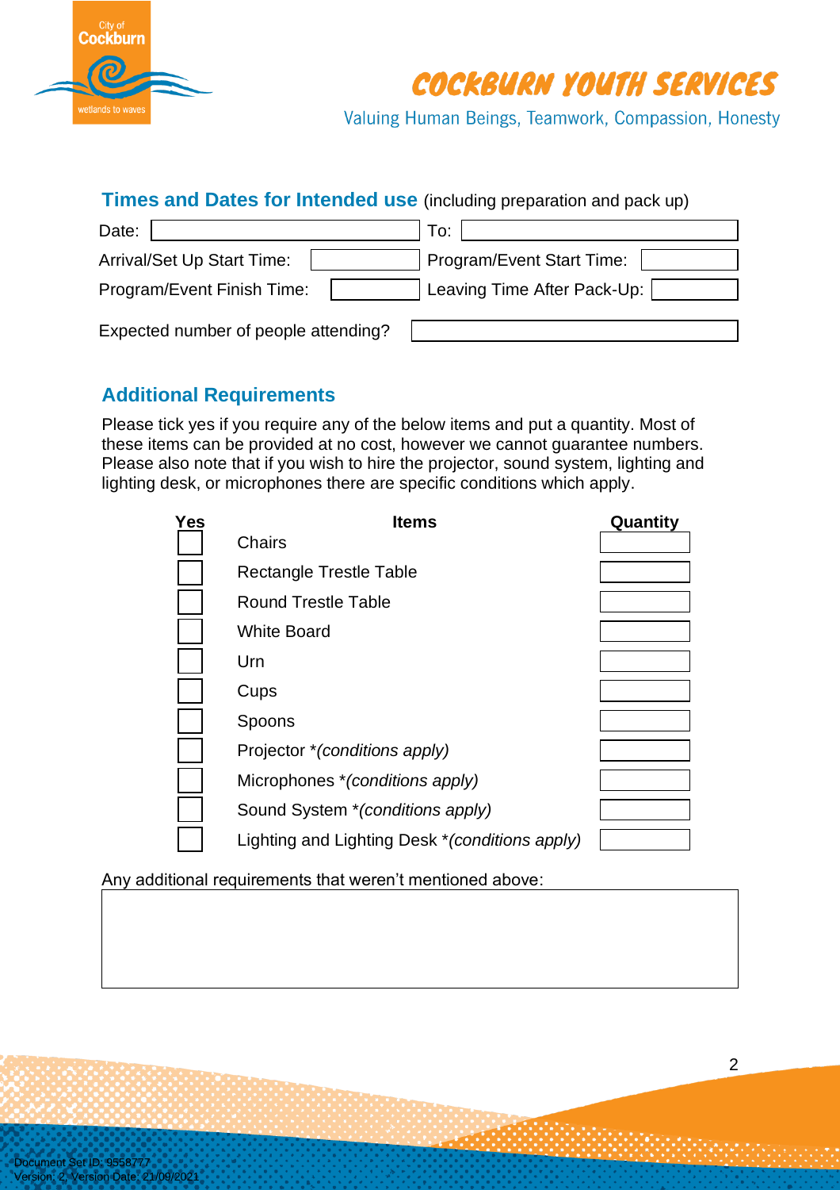## Times and Dates for Intended use (including preparation and pack up)

| | | | |
|---|---|---|---|
| Date: | | To: | |
| Arrival/Set Up Start Time: | | Program/Event Start Time: | |
| Program/Event Finish Time: | | Leaving Time After Pack-Up: | |

Expected number of people attending?

## Additional Requirements

Please tick yes if you require any of the below items and put a quantity. Most of these items can be provided at no cost, however we cannot guarantee numbers. Please also note that if you wish to hire the projector, sound system, lighting and lighting desk, or microphones there are specific conditions which apply.

| Yes | Items | Quantity |
|---|---|---|
| | Chairs | |
| | Rectangle Trestle Table | |
| | Round Trestle Table | |
| | White Board | |
| | Urn | |
| | Cups | |
| | Spoons | |
| | Projector *(conditions apply)* | |
| | Microphones *(conditions apply)* | |
| | Sound System *(conditions apply)* | |
| | Lighting and Lighting Desk *(conditions apply)* | |

Any additional requirements that weren't mentioned above: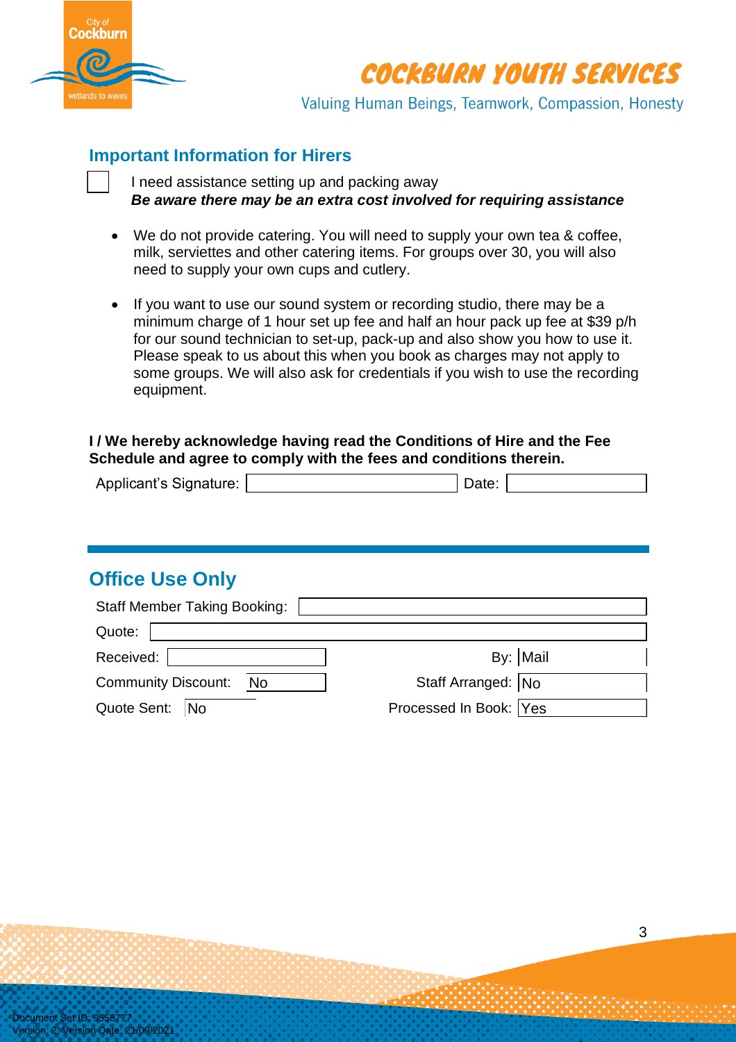## Important Information for Hirers

☐ I need assistance setting up and packing away
***Be aware there may be an extra cost involved for requiring assistance***

- We do not provide catering. You will need to supply your own tea & coffee, milk, serviettes and other catering items. For groups over 30, you will also need to supply your own cups and cutlery.

- If you want to use our sound system or recording studio, there may be a minimum charge of 1 hour set up fee and half an hour pack up fee at $39 p/h for our sound technician to set-up, pack-up and also show you how to use it. Please speak to us about this when you book as charges may not apply to some groups. We will also ask for credentials if you wish to use the recording equipment.

**I / We hereby acknowledge having read the Conditions of Hire and the Fee Schedule and agree to comply with the fees and conditions therein.**

Applicant's Signature: ____________________ Date: ____________

## Office Use Only

Staff Member Taking Booking: ____________________

Quote: ____________________

| | | | |
|---|---|---|---|
| Received: | | By: | Mail |
| Community Discount: | No | Staff Arranged: | No |
| Quote Sent: | No | Processed In Book: | Yes |

Document Set ID: 9558777
Version: 2, Version Date: 21/09/2021